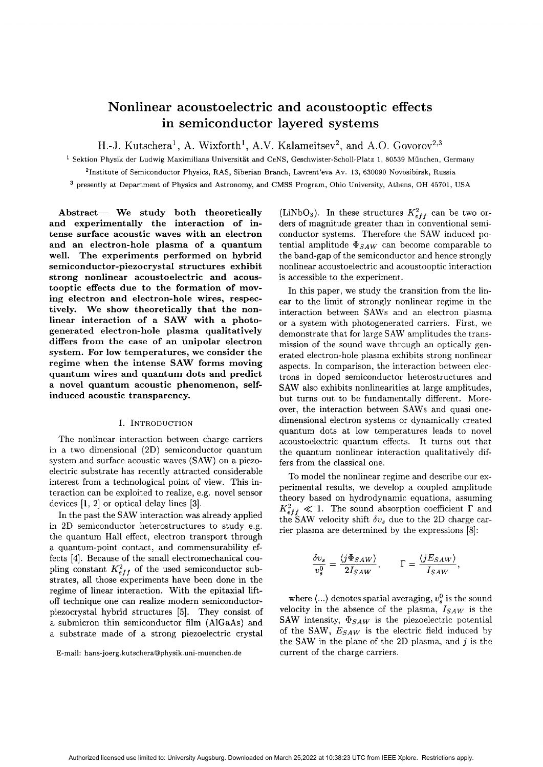# Nonlinear acoustoelectric and acoustooptic effects in semiconductor layered systems

H.-J. Kutschera[1], A. Wixforth[1], A.V. Kalameitsev[2], and A.O. Govorov[2,3]

[1] Sektion Physik der Ludwig Maximilians Universität and CeNS, Geschwister-Scholl-Platz 1, 80539 München, Germany

[2] Institute of Semiconductor Physics, RAS, Siberian Branch, Lavrent'eva Av. 13, 630090 Novosibirsk, Russia

[3] presently at Department of Physics and Astronomy, and CMSS Program, Ohio University, Athens, OH 45701, USA

**Abstract— We study both theoretically and experimentally the interaction of intense surface acoustic waves with an electron and an electron-hole plasma of a quantum well. The experiments performed on hybrid semiconductor-piezocrystal structures exhibit strong nonlinear acoustoelectric and acoustooptic effects due to the formation of moving electron and electron-hole wires, respectively. We show theoretically that the nonlinear interaction of a SAW with a photogenerated electron-hole plasma qualitatively differs from the case of an unipolar electron system. For low temperatures, we consider the regime when the intense SAW forms moving quantum wires and quantum dots and predict a novel quantum acoustic phenomenon, self-induced acoustic transparency.**

## I. Introduction

The nonlinear interaction between charge carriers in a two dimensional (2D) semiconductor quantum system and surface acoustic waves (SAW) on a piezoelectric substrate has recently attracted considerable interest from a technological point of view. This interaction can be exploited to realize, e.g. novel sensor devices [1, 2] or optical delay lines [3].

In the past the SAW interaction was already applied in 2D semiconductor heterostructures to study e.g. the quantum Hall effect, electron transport through a quantum-point contact, and commensurability effects [4]. Because of the small electromechanical coupling constant $K_{eff}^2$ of the used semiconductor substrates, all those experiments have been done in the regime of linear interaction. With the epitaxial lift-off technique one can realize modern semiconductor-piezocrystal hybrid structures [5]. They consist of a submicron thin semiconductor film (AlGaAs) and a substrate made of a strong piezoelectric crystal ($LiNbO_3$). In these structures $K_{eff}^2$ can be two orders of magnitude greater than in conventional semiconductor systems. Therefore the SAW induced potential amplitude $\Phi_{SAW}$ can become comparable to the band-gap of the semiconductor and hence strongly nonlinear acoustoelectric and acoustooptic interaction is accessible to the experiment.

In this paper, we study the transition from the linear to the limit of strongly nonlinear regime in the interaction between SAWs and an electron plasma or a system with photogenerated carriers. First, we demonstrate that for large SAW amplitudes the transmission of the sound wave through an optically generated electron-hole plasma exhibits strong nonlinear aspects. In comparison, the interaction between electrons in doped semiconductor heterostructures and SAW also exhibits nonlinearities at large amplitudes, but turns out to be fundamentally different. Moreover, the interaction between SAWs and quasi one-dimensional electron systems or dynamically created quantum dots at low temperatures leads to novel acoustoelectric quantum effects. It turns out that the quantum nonlinear interaction qualitatively differs from the classical one.

To model the nonlinear regime and describe our experimental results, we develop a coupled amplitude theory based on hydrodynamic equations, assuming $K_{eff}^2 \ll 1$. The sound absorption coefficient $\Gamma$ and the SAW velocity shift $\delta v_s$ due to the 2D charge carrier plasma are determined by the expressions [8]:

$$\frac{\delta v_s}{v_s^0} = \frac{\langle j\Phi_{SAW}\rangle}{2I_{SAW}}, \qquad \Gamma = \frac{\langle jE_{SAW}\rangle}{I_{SAW}},$$

where $\langle ... \rangle$ denotes spatial averaging, $v_s^0$ is the sound velocity in the absence of the plasma, $I_{SAW}$ is the SAW intensity, $\Phi_{SAW}$ is the piezoelectric potential of the SAW, $E_{SAW}$ is the electric field induced by the SAW in the plane of the 2D plasma, and $j$ is the current of the charge carriers.

E-mail: hans-joerg.kutschera@physik.uni-muenchen.de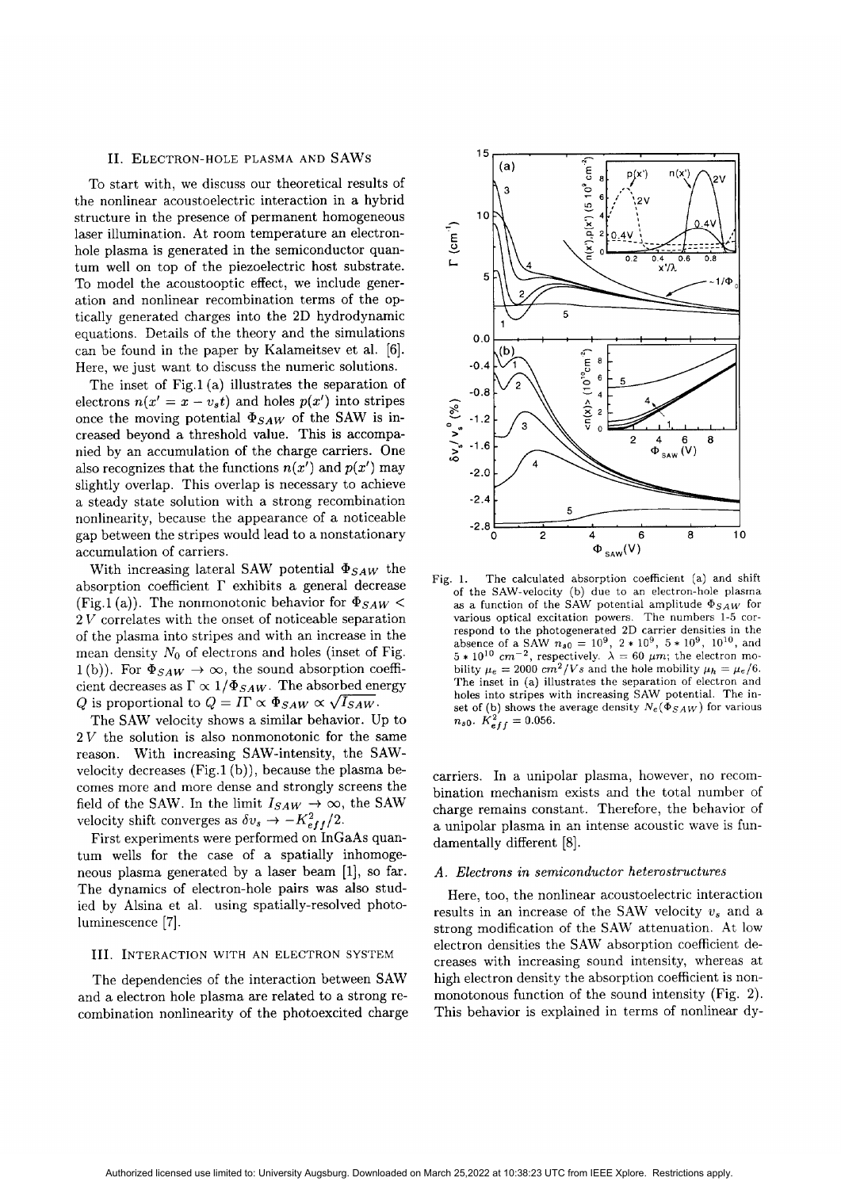## II. Electron-hole plasma and SAWs

To start with, we discuss our theoretical results of the nonlinear acoustoelectric interaction in a hybrid structure in the presence of permanent homogeneous laser illumination. At room temperature an electron-hole plasma is generated in the semiconductor quantum well on top of the piezoelectric host substrate. To model the acoustooptic effect, we include generation and nonlinear recombination terms of the optically generated charges into the 2D hydrodynamic equations. Details of the theory and the simulations can be found in the paper by Kalameitsev et al. [6]. Here, we just want to discuss the numeric solutions.

The inset of Fig.1 (a) illustrates the separation of electrons $n(x' = x - v_s t)$ and holes $p(x')$ into stripes once the moving potential $\Phi_{SAW}$ of the SAW is increased beyond a threshold value. This is accompanied by an accumulation of the charge carriers. One also recognizes that the functions $n(x')$ and $p(x')$ may slightly overlap. This overlap is necessary to achieve a steady state solution with a strong recombination nonlinearity, because the appearance of a noticeable gap between the stripes would lead to a nonstationary accumulation of carriers.

With increasing lateral SAW potential $\Phi_{SAW}$ the absorption coefficient $\Gamma$ exhibits a general decrease (Fig.1 (a)). The nonmonotonic behavior for $\Phi_{SAW} < 2\,V$ correlates with the onset of noticeable separation of the plasma into stripes and with an increase in the mean density $N_0$ of electrons and holes (inset of Fig. 1 (b)). For $\Phi_{SAW} \to \infty$, the sound absorption coefficient decreases as $\Gamma \propto 1/\Phi_{SAW}$. The absorbed energy $Q$ is proportional to $Q = I\Gamma \propto \Phi_{SAW} \propto \sqrt{I_{SAW}}$.

The SAW velocity shows a similar behavior. Up to $2\,V$ the solution is also nonmonotonic for the same reason. With increasing SAW-intensity, the SAW-velocity decreases (Fig.1 (b)), because the plasma becomes more and more dense and strongly screens the field of the SAW. In the limit $I_{SAW} \to \infty$, the SAW velocity shift converges as $\delta v_s \to -K_{eff}^2/2$.

First experiments were performed on InGaAs quantum wells for the case of a spatially inhomogeneous plasma generated by a laser beam [1], so far. The dynamics of electron-hole pairs was also studied by Alsina et al. using spatially-resolved photoluminescence [7].

## III. Interaction with an electron system

The dependencies of the interaction between SAW and a electron hole plasma are related to a strong recombination nonlinearity of the photoexcited charge carriers. In a unipolar plasma, however, no recombination mechanism exists and the total number of charge remains constant. Therefore, the behavior of a unipolar plasma in an intense acoustic wave is fundamentally different [8].

### A. Electrons in semiconductor heterostructures

Here, too, the nonlinear acoustoelectric interaction results in an increase of the SAW velocity $v_s$ and a strong modification of the SAW attenuation. At low electron densities the SAW absorption coefficient decreases with increasing sound intensity, whereas at high electron density the absorption coefficient is nonmonotonous function of the sound intensity (Fig. 2). This behavior is explained in terms of nonlinear dy-

Fig. 1. The calculated absorption coefficient (a) and shift of the SAW-velocity (b) due to an electron-hole plasma as a function of the SAW potential amplitude $\Phi_{SAW}$ for various optical excitation powers. The numbers 1-5 correspond to the photogenerated 2D carrier densities in the absence of a SAW $n_{s0} = 10^9$, $2 * 10^9$, $5 * 10^9$, $10^{10}$, and $5 * 10^{10}\ cm^{-2}$, respectively. $\lambda = 60\ \mu m$; the electron mobility $\mu_e = 2000\ cm^2/Vs$ and the hole mobility $\mu_h = \mu_e/6$. The inset in (a) illustrates the separation of electron and holes into stripes with increasing SAW potential. The inset of (b) shows the average density $N_e(\Phi_{SAW})$ for various $n_{s0}$. $K_{eff}^2 = 0.056$.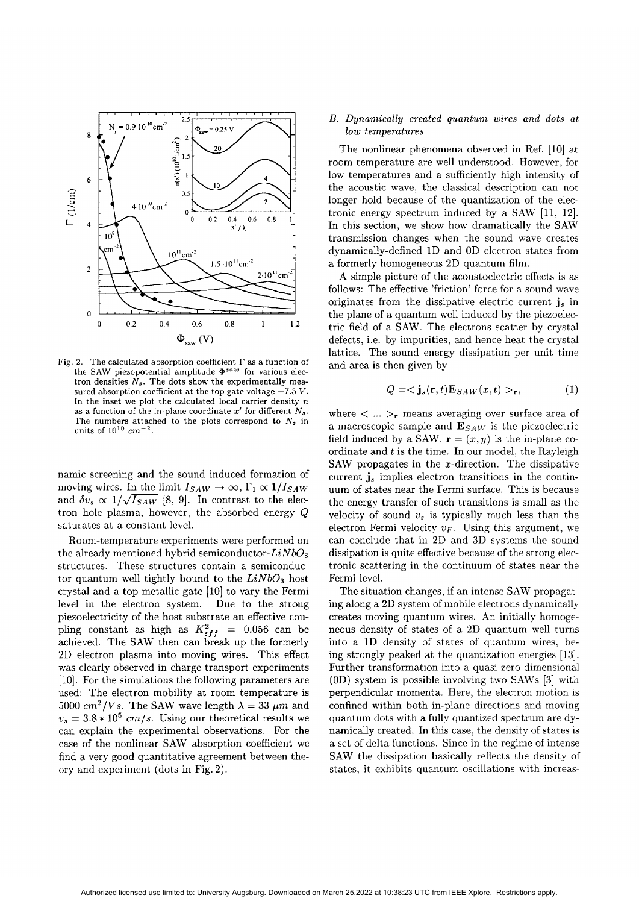Fig. 2. The calculated absorption coefficient $\Gamma$ as a function of the SAW piezopotential amplitude $\Phi^{saw}$ for various electron densities $N_s$. The dots show the experimentally measured absorption coefficient at the top gate voltage $-7.5$ V. In the inset we plot the calculated local carrier density $n$ as a function of the in-plane coordinate $x'$ for different $N_s$. The numbers attached to the plots correspond to $N_s$ in units of $10^{10}$ $cm^{-2}$.

namic screening and the sound induced formation of moving wires. In the limit $I_{SAW} \to \infty$, $\Gamma_1 \propto 1/I_{SAW}$ and $\delta v_s \propto 1/\sqrt{I_{SAW}}$ [8, 9]. In contrast to the electron hole plasma, however, the absorbed energy $Q$ saturates at a constant level.

Room-temperature experiments were performed on the already mentioned hybrid semiconductor-$LiNbO_3$ structures. These structures contain a semiconductor quantum well tightly bound to the $LiNbO_3$ host crystal and a top metallic gate [10] to vary the Fermi level in the electron system. Due to the strong piezoelectricity of the host substrate an effective coupling constant as high as $K_{eff}^2 = 0.056$ can be achieved. The SAW then can break up the formerly 2D electron plasma into moving wires. This effect was clearly observed in charge transport experiments [10]. For the simulations the following parameters are used: The electron mobility at room temperature is $5000$ $cm^2/Vs$. The SAW wave length $\lambda = 33$ $\mu m$ and $v_s = 3.8 * 10^5$ $cm/s$. Using our theoretical results we can explain the experimental observations. For the case of the nonlinear SAW absorption coefficient we find a very good quantitative agreement between theory and experiment (dots in Fig. 2).

### B. Dynamically created quantum wires and dots at low temperatures

The nonlinear phenomena observed in Ref. [10] at room temperature are well understood. However, for low temperatures and a sufficiently high intensity of the acoustic wave, the classical description can not longer hold because of the quantization of the electronic energy spectrum induced by a SAW [11, 12]. In this section, we show how dramatically the SAW transmission changes when the sound wave creates dynamically-defined 1D and 0D electron states from a formerly homogeneous 2D quantum film.

A simple picture of the acoustoelectric effects is as follows: The effective 'friction' force for a sound wave originates from the dissipative electric current $\mathbf{j}_s$ in the plane of a quantum well induced by the piezoelectric field of a SAW. The electrons scatter by crystal defects, i.e. by impurities, and hence heat the crystal lattice. The sound energy dissipation per unit time and area is then given by

$$Q = < \mathbf{j}_s(\mathbf{r}, t)\mathbf{E}_{SAW}(x, t) >_{\mathbf{r}}, \qquad (1)$$

where $< ... >_{\mathbf{r}}$ means averaging over surface area of a macroscopic sample and $\mathbf{E}_{SAW}$ is the piezoelectric field induced by a SAW. $\mathbf{r} = (x, y)$ is the in-plane coordinate and $t$ is the time. In our model, the Rayleigh SAW propagates in the $x$-direction. The dissipative current $\mathbf{j}_s$ implies electron transitions in the continuum of states near the Fermi surface. This is because the energy transfer of such transitions is small as the velocity of sound $v_s$ is typically much less than the electron Fermi velocity $v_F$. Using this argument, we can conclude that in 2D and 3D systems the sound dissipation is quite effective because of the strong electronic scattering in the continuum of states near the Fermi level.

The situation changes, if an intense SAW propagating along a 2D system of mobile electrons dynamically creates moving quantum wires. An initially homogeneous density of states of a 2D quantum well turns into a 1D density of states of quantum wires, being strongly peaked at the quantization energies [13]. Further transformation into a quasi zero-dimensional (0D) system is possible involving two SAWs [3] with perpendicular momenta. Here, the electron motion is confined within both in-plane directions and moving quantum dots with a fully quantized spectrum are dynamically created. In this case, the density of states is a set of delta functions. Since in the regime of intense SAW the dissipation basically reflects the density of states, it exhibits quantum oscillations with increas-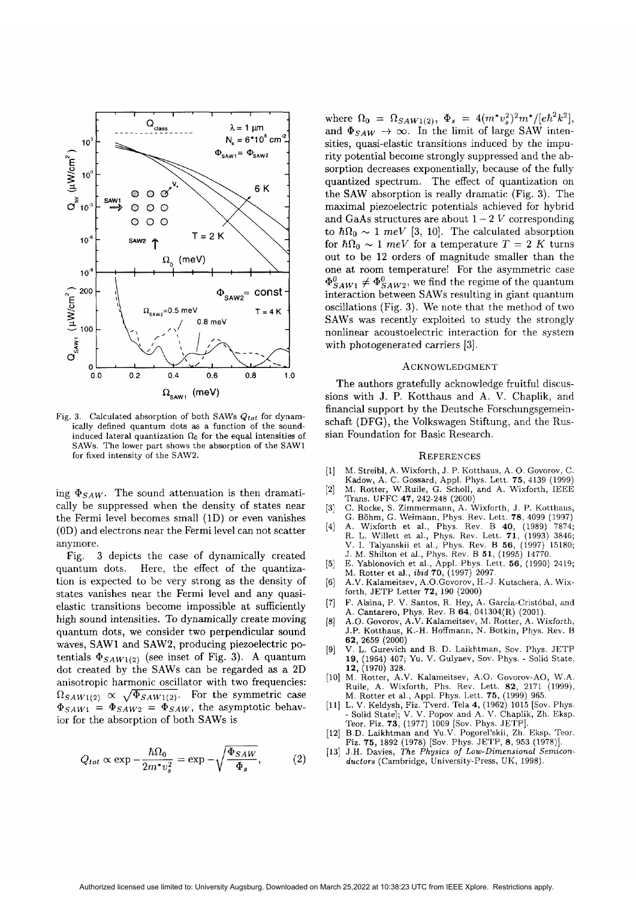$Q_{class}$

$\lambda = 1\ \mu m$

$N_s = 6{*}10^6\ cm^{-2}$

$\Phi_{SAW1} = \Phi_{SAW2}$

$Q_{tot}\ (\mu W/cm^2)$

$10^3$

$10^0$

$10^{-3}$

$10^{-6}$

$10^{-9}$

$V_s$

SAW1

SAW2

6 K

$T = 2$ K

$\Omega_0$ (meV)

$Q_{SAW1}\ (\mu W/cm^2)$

200

100

0

$\Phi_{SAW2} =$ const

$\Omega_{SAW2}=0.5$ meV

0.8 meV

$T = 4$ K

0.0 0.2 0.4 0.6 0.8 1.0

$\Omega_{SAW1}$ (meV)

Fig. 3. Calculated absorption of both SAWs $Q_{tot}$ for dynamically defined quantum dots as a function of the sound-induced lateral quantization $\Omega_0$ for the equal intensities of SAWs. The lower part shows the absorption of the SAW1 for fixed intensity of the SAW2.

ing $\Phi_{SAW}$. The sound attenuation is then dramatically be suppressed when the density of states near the Fermi level becomes small (1D) or even vanishes (0D) and electrons near the Fermi level can not scatter anymore.

Fig. 3 depicts the case of dynamically created quantum dots. Here, the effect of the quantization is expected to be very strong as the density of states vanishes near the Fermi level and any quasi-elastic transitions become impossible at sufficiently high sound intensities. To dynamically create moving quantum dots, we consider two perpendicular sound waves, SAW1 and SAW2, producing piezoelectric potentials $\Phi_{SAW1(2)}$ (see inset of Fig. 3). A quantum dot created by the SAWs can be regarded as a 2D anisotropic harmonic oscillator with two frequencies: $\Omega_{SAW1(2)} \propto \sqrt{\Phi_{SAW1(2)}}$. For the symmetric case $\Phi_{SAW1} = \Phi_{SAW2} = \Phi_{SAW}$, the asymptotic behavior for the absorption of both SAWs is

$$Q_{tot} \propto \exp -\frac{\hbar\Omega_0}{2m^* v_s^2} = \exp -\sqrt{\frac{\Phi_{SAW}}{\Phi_s}}, \qquad (2)$$

where $\Omega_0 = \Omega_{SAW1(2)}$, $\Phi_s = 4(m^* v_s^2)^2 m^*/[e\hbar^2 k^2]$, and $\Phi_{SAW} \to \infty$. In the limit of large SAW intensities, quasi-elastic transitions induced by the impurity potential become strongly suppressed and the absorption decreases exponentially, because of the fully quantized spectrum. The effect of quantization on the SAW absorption is really dramatic (Fig. 3). The maximal piezoelectric potentials achieved for hybrid and GaAs structures are about $1 - 2$ $V$ corresponding to $\hbar\Omega_0 \sim 1$ $meV$ [3, 10]. The calculated absorption for $\hbar\Omega_0 \sim 1$ $meV$ for a temperature $T = 2$ $K$ turns out to be 12 orders of magnitude smaller than the one at room temperature! For the asymmetric case $\Phi^0_{SAW1} \neq \Phi^0_{SAW2}$, we find the regime of the quantum interaction between SAWs resulting in giant quantum oscillations (Fig. 3). We note that the method of two SAWs was recently exploited to study the strongly nonlinear acoustoelectric interaction for the system with photogenerated carriers [3].

## Acknowledgment

The authors gratefully acknowledge fruitful discussions with J. P. Kotthaus and A. V. Chaplik, and financial support by the Deutsche Forschungsgemeinschaft (DFG), the Volkswagen Stiftung, and the Russian Foundation for Basic Research.

## References

[1] M. Streibl, A. Wixforth, J. P. Kotthaus, A. O. Govorov, C. Kadow, A. C. Gossard, Appl. Phys. Lett. **75**, 4139 (1999)

[2] M. Rotter, W.Ruile, G. Scholl, and A. Wixforth, IEEE Trans. UFFC **47**, 242-248 (2000)

[3] C. Rocke, S. Zimmermann, A. Wixforth, J. P. Kotthaus, G. Böhm, G. Weimann, Phys. Rev. Lett. **78**, 4099 (1997)

[4] A. Wixforth et al., Phys. Rev. B **40**, (1989) 7874; R. L. Willett et al., Phys. Rev. Lett. **71**, (1993) 3846; V. I. Talyanskii et al., Phys. Rev. B **56**, (1997) 15180; J. M. Shilton et al., Phys. Rev. B **51**, (1995) 14770.

[5] E. Yablonovitch et al., Appl. Phys. Lett. **56**, (1990) 2419; M. Rotter et al., *ibid* **70**, (1997) 2097.

[6] A.V. Kalameitsev, A.O.Govorov, H.-J. Kutschera, A. Wixforth, JETP Letter **72**, 190 (2000)

[7] F. Alsina, P. V. Santos, R. Hey, A. García-Cristóbal, and A. Cantarero, Phys. Rev. B **64**, 041304(R) (2001).

[8] A.O. Govorov, A.V. Kalameitsev, M. Rotter, A. Wixforth, J.P. Kotthaus, K.-H. Hoffmann, N. Botkin, Phys. Rev. B **62**, 2659 (2000)

[9] V. L. Gurevich and B. D. Laikhtman, Sov. Phys. JETP **19**, (1964) 407; Yu. V. Gulyaev, Sov. Phys. - Solid State, **12**, (1970) 328.

[10] M. Rotter, A.V. Kalameitsev, A.O. Govorov-AO, W.A. Ruile, A. Wixforth, Phs. Rev. Lett. **82**, 2171 (1999), M. Rotter et al., Appl. Phys. Lett. **75**, (1999) 965.

[11] L. V. Keldysh, Fiz. Tverd. Tela **4**, (1962) 1015 [Sov. Phys. - Solid State]; V. V. Popov and A. V. Chaplik, Zh. Eksp. Teor. Fiz. **73**, (1977) 1009 [Sov. Phys. JETP].

[12] B.D. Laikhtman and Yu.V. Pogorel'skii, Zh. Eksp. Teor. Fiz. **75**, 1892 (1978) [Sov. Phys. JETP, **8**, 953 (1978)].

[13] J.H. Davies, *The Physics of Low-Dimensional Semiconductors* (Cambridge, University-Press, UK, 1998).